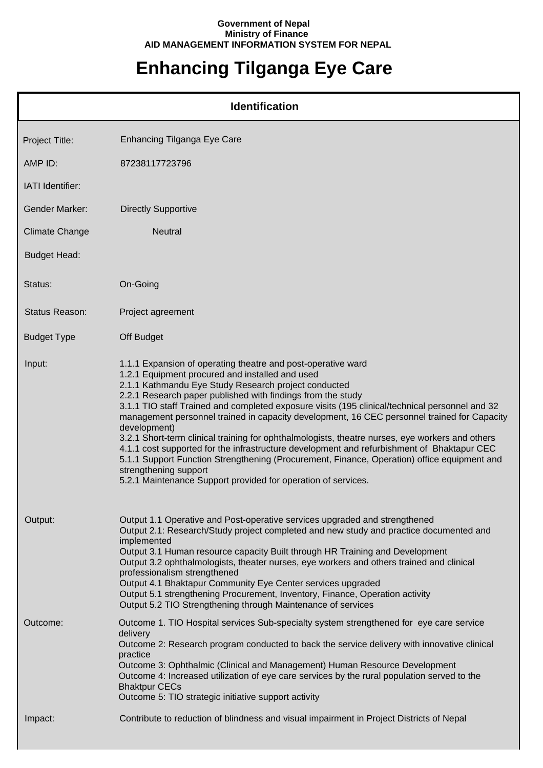**Government of Nepal**
**Ministry of Finance**
**AID MANAGEMENT INFORMATION SYSTEM FOR NEPAL**

# Enhancing Tilganga Eye Care

## Identification

| | |
|---|---|
| Project Title: | Enhancing Tilganga Eye Care |
| AMP ID: | 87238117723796 |
| IATI Identifier: | |
| Gender Marker: | Directly Supportive |
| Climate Change | Neutral |
| Budget Head: | |
| Status: | On-Going |
| Status Reason: | Project agreement |
| Budget Type | Off Budget |
| Input: | 1.1.1 Expansion of operating theatre and post-operative ward<br>1.2.1 Equipment procured and installed and used<br>2.1.1 Kathmandu Eye Study Research project conducted<br>2.2.1 Research paper published with findings from the study<br>3.1.1 TIO staff Trained and completed exposure visits (195 clinical/technical personnel and 32 management personnel trained in capacity development, 16 CEC personnel trained for Capacity development)<br>3.2.1 Short-term clinical training for ophthalmologists, theatre nurses, eye workers and others<br>4.1.1 cost supported for the infrastructure development and refurbishment of Bhaktapur CEC<br>5.1.1 Support Function Strengthening (Procurement, Finance, Operation) office equipment and strengthening support<br>5.2.1 Maintenance Support provided for operation of services. |
| Output: | Output 1.1 Operative and Post-operative services upgraded and strengthened<br>Output 2.1: Research/Study project completed and new study and practice documented and implemented<br>Output 3.1 Human resource capacity Built through HR Training and Development<br>Output 3.2 ophthalmologists, theater nurses, eye workers and others trained and clinical professionalism strengthened<br>Output 4.1 Bhaktapur Community Eye Center services upgraded<br>Output 5.1 strengthening Procurement, Inventory, Finance, Operation activity<br>Output 5.2 TIO Strengthening through Maintenance of services |
| Outcome: | Outcome 1. TIO Hospital services Sub-specialty system strengthened for eye care service delivery<br>Outcome 2: Research program conducted to back the service delivery with innovative clinical practice<br>Outcome 3: Ophthalmic (Clinical and Management) Human Resource Development<br>Outcome 4: Increased utilization of eye care services by the rural population served to the Bhaktpur CECs<br>Outcome 5: TIO strategic initiative support activity |
| Impact: | Contribute to reduction of blindness and visual impairment in Project Districts of Nepal |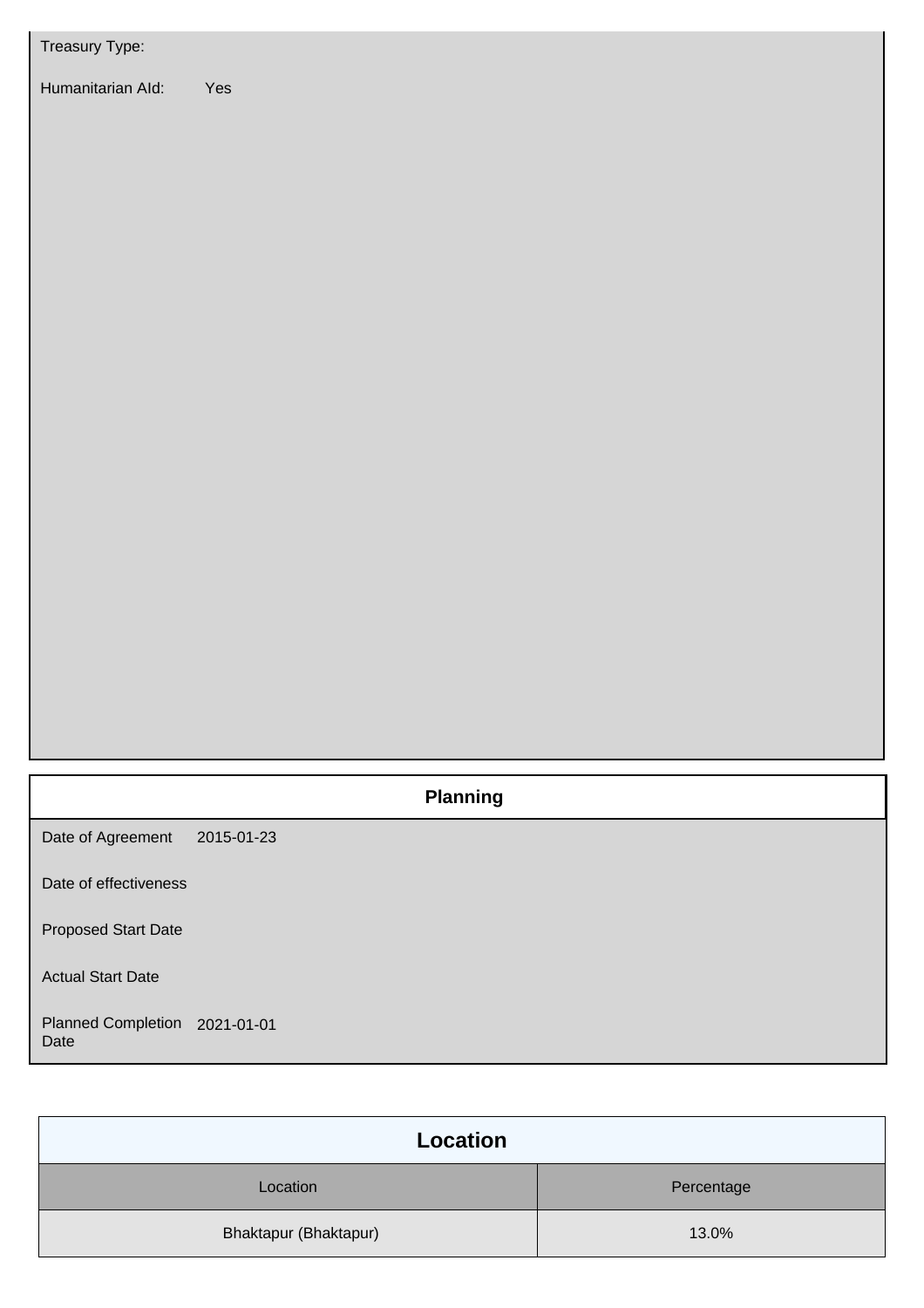Treasury Type:

Humanitarian AId: Yes

## Planning

| | |
|---|---|
| Date of Agreement | 2015-01-23 |
| Date of effectiveness | |
| Proposed Start Date | |
| Actual Start Date | |
| Planned Completion Date | 2021-01-01 |

## Location

| Location | Percentage |
|---|---|
| Bhaktapur (Bhaktapur) | 13.0% |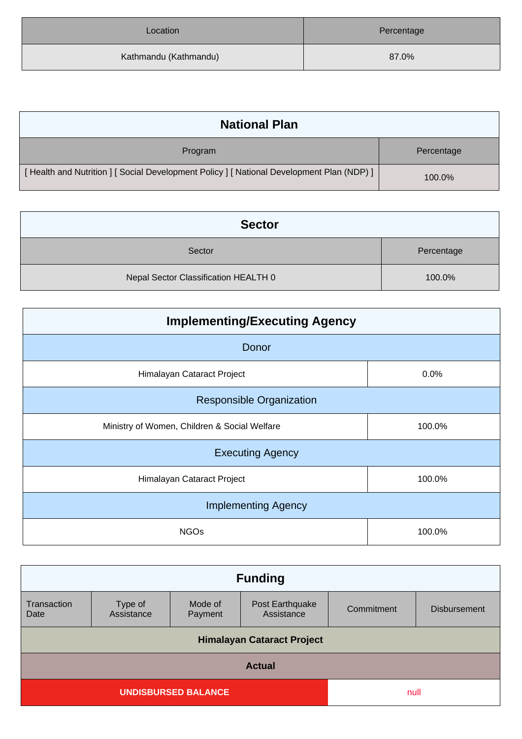| Location | Percentage |
| --- | --- |
| Kathmandu (Kathmandu) | 87.0% |

## National Plan

| Program | Percentage |
| --- | --- |
| [ Health and Nutrition ] [ Social Development Policy ] [ National Development Plan (NDP) ] | 100.0% |

## Sector

| Sector | Percentage |
| --- | --- |
| Nepal Sector Classification HEALTH 0 | 100.0% |

## Implementing/Executing Agency

| Donor | |
| --- | --- |
| Himalayan Cataract Project | 0.0% |
| **Responsible Organization** | |
| Ministry of Women, Children & Social Welfare | 100.0% |
| **Executing Agency** | |
| Himalayan Cataract Project | 100.0% |
| **Implementing Agency** | |
| NGOs | 100.0% |

## Funding

| Transaction Date | Type of Assistance | Mode of Payment | Post Earthquake Assistance | Commitment | Disbursement |
| --- | --- | --- | --- | --- | --- |
| **Himalayan Cataract Project** | | | | | |
| **Actual** | | | | | |
| **UNDISBURSED BALANCE** | | | | null | |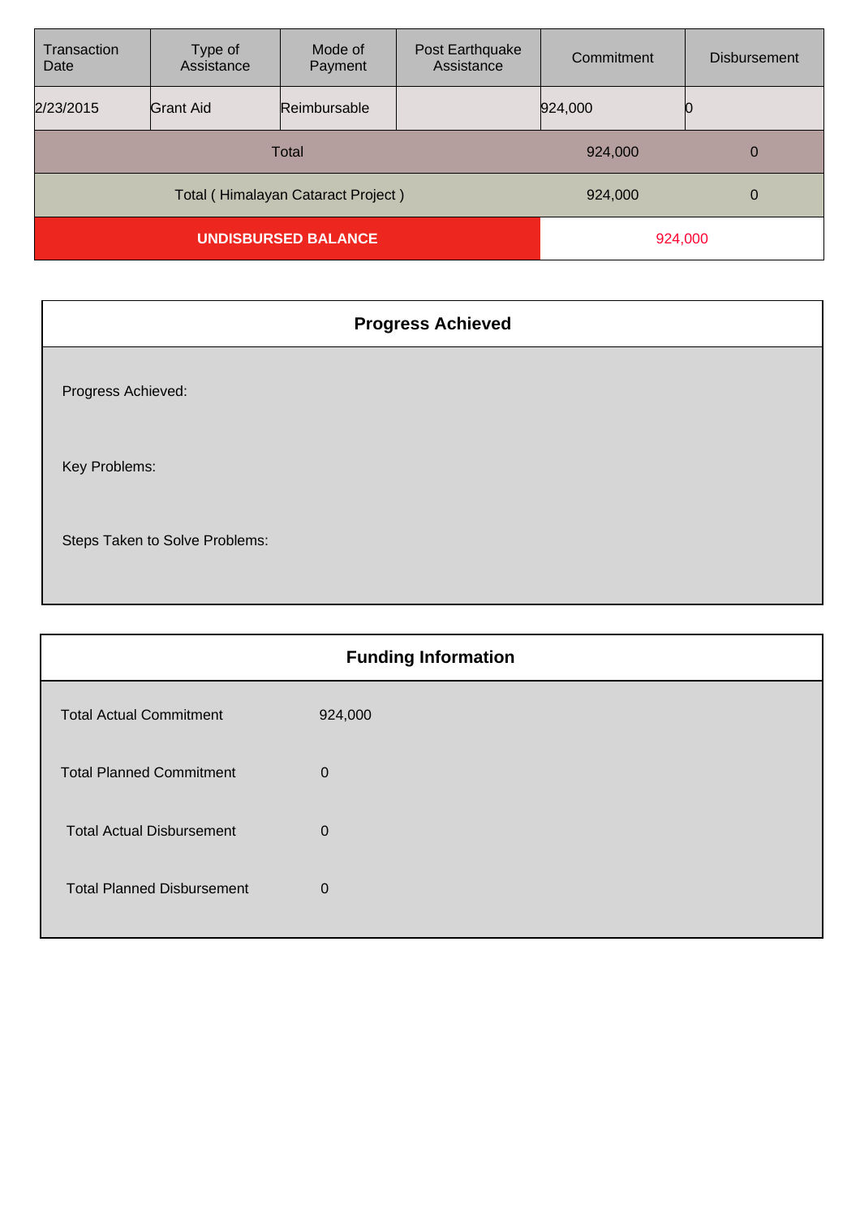| Transaction Date | Type of Assistance | Mode of Payment | Post Earthquake Assistance | Commitment | Disbursement |
|---|---|---|---|---|---|
| 2/23/2015 | Grant Aid | Reimbursable | | 924,000 | 0 |
| Total | | | | 924,000 | 0 |
| Total ( Himalayan Cataract Project ) | | | | 924,000 | 0 |
| **UNDISBURSED BALANCE** | | | | 924,000 | |

## Progress Achieved

Progress Achieved:

Key Problems:

Steps Taken to Solve Problems:

## Funding Information

| | |
|---|---|
| Total Actual Commitment | 924,000 |
| Total Planned Commitment | 0 |
| Total Actual Disbursement | 0 |
| Total Planned Disbursement | 0 |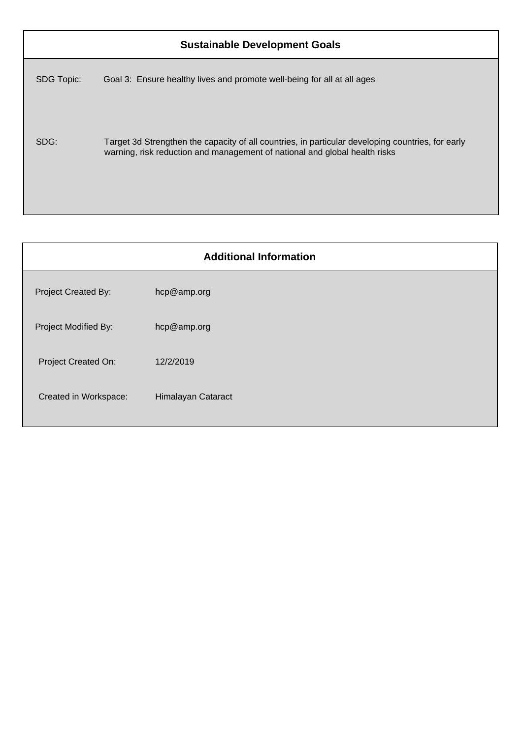## Sustainable Development Goals

| | |
|---|---|
| SDG Topic: | Goal 3: Ensure healthy lives and promote well-being for all at all ages |
| SDG: | Target 3d Strengthen the capacity of all countries, in particular developing countries, for early warning, risk reduction and management of national and global health risks |

## Additional Information

| | |
|---|---|
| Project Created By: | hcp@amp.org |
| Project Modified By: | hcp@amp.org |
| Project Created On: | 12/2/2019 |
| Created in Workspace: | Himalayan Cataract |